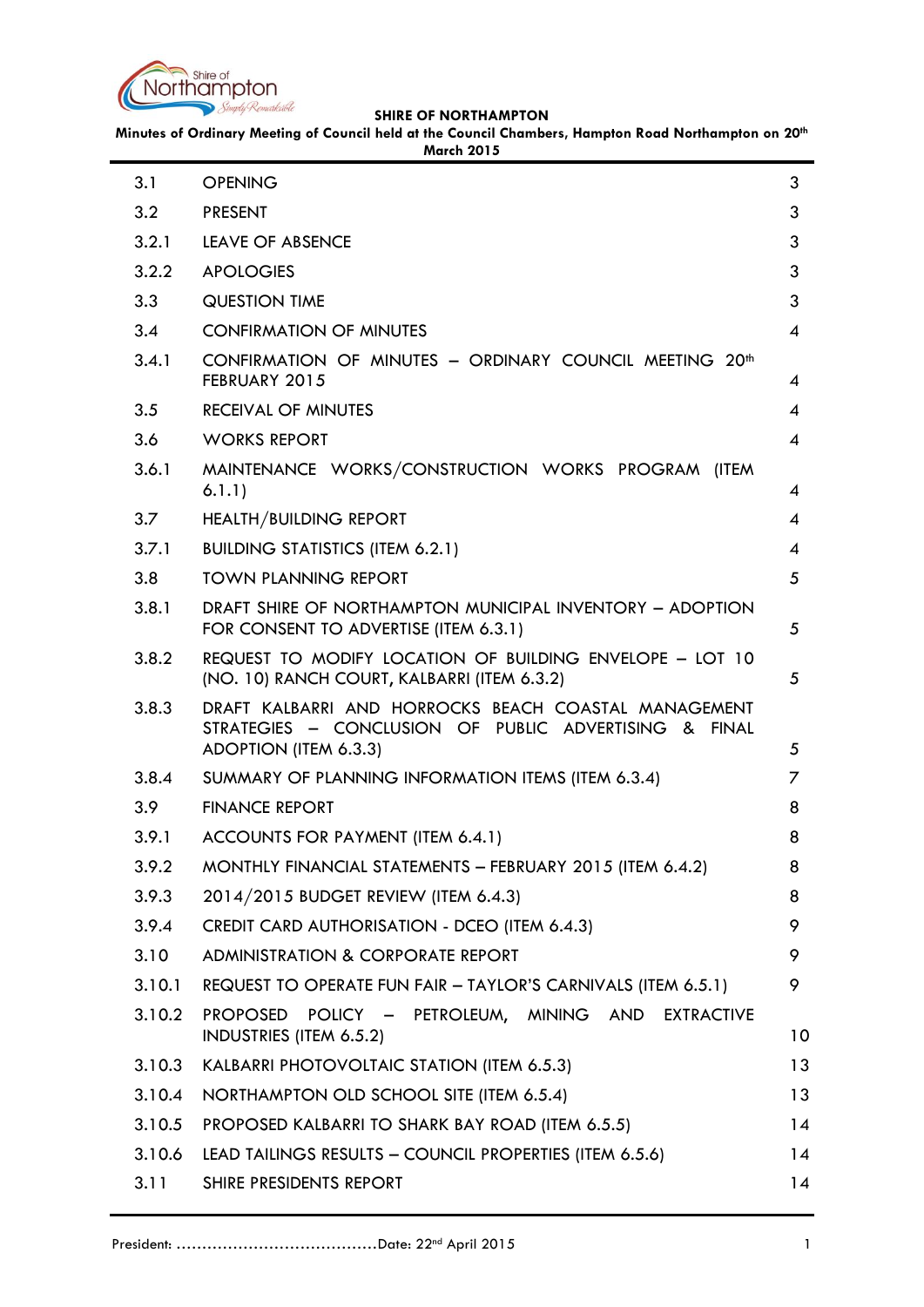**SHIRE OF NORTHAMPTON**

**Minutes of Ordinary Meeting of Council held at the Council Chambers, Hampton Road Northampton on 20th March 2015**

| | | |
|---|---|---|
| 3.1 | OPENING | 3 |
| 3.2 | PRESENT | 3 |
| 3.2.1 | LEAVE OF ABSENCE | 3 |
| 3.2.2 | APOLOGIES | 3 |
| 3.3 | QUESTION TIME | 3 |
| 3.4 | CONFIRMATION OF MINUTES | 4 |
| 3.4.1 | CONFIRMATION OF MINUTES – ORDINARY COUNCIL MEETING 20th FEBRUARY 2015 | 4 |
| 3.5 | RECEIVAL OF MINUTES | 4 |
| 3.6 | WORKS REPORT | 4 |
| 3.6.1 | MAINTENANCE WORKS/CONSTRUCTION WORKS PROGRAM (ITEM 6.1.1) | 4 |
| 3.7 | HEALTH/BUILDING REPORT | 4 |
| 3.7.1 | BUILDING STATISTICS (ITEM 6.2.1) | 4 |
| 3.8 | TOWN PLANNING REPORT | 5 |
| 3.8.1 | DRAFT SHIRE OF NORTHAMPTON MUNICIPAL INVENTORY – ADOPTION FOR CONSENT TO ADVERTISE (ITEM 6.3.1) | 5 |
| 3.8.2 | REQUEST TO MODIFY LOCATION OF BUILDING ENVELOPE – LOT 10 (NO. 10) RANCH COURT, KALBARRI (ITEM 6.3.2) | 5 |
| 3.8.3 | DRAFT KALBARRI AND HORROCKS BEACH COASTAL MANAGEMENT STRATEGIES – CONCLUSION OF PUBLIC ADVERTISING & FINAL ADOPTION (ITEM 6.3.3) | 5 |
| 3.8.4 | SUMMARY OF PLANNING INFORMATION ITEMS (ITEM 6.3.4) | 7 |
| 3.9 | FINANCE REPORT | 8 |
| 3.9.1 | ACCOUNTS FOR PAYMENT (ITEM 6.4.1) | 8 |
| 3.9.2 | MONTHLY FINANCIAL STATEMENTS – FEBRUARY 2015 (ITEM 6.4.2) | 8 |
| 3.9.3 | 2014/2015 BUDGET REVIEW (ITEM 6.4.3) | 8 |
| 3.9.4 | CREDIT CARD AUTHORISATION - DCEO (ITEM 6.4.3) | 9 |
| 3.10 | ADMINISTRATION & CORPORATE REPORT | 9 |
| 3.10.1 | REQUEST TO OPERATE FUN FAIR – TAYLOR'S CARNIVALS (ITEM 6.5.1) | 9 |
| 3.10.2 | PROPOSED POLICY – PETROLEUM, MINING AND EXTRACTIVE INDUSTRIES (ITEM 6.5.2) | 10 |
| 3.10.3 | KALBARRI PHOTOVOLTAIC STATION (ITEM 6.5.3) | 13 |
| 3.10.4 | NORTHAMPTON OLD SCHOOL SITE (ITEM 6.5.4) | 13 |
| 3.10.5 | PROPOSED KALBARRI TO SHARK BAY ROAD (ITEM 6.5.5) | 14 |
| 3.10.6 | LEAD TAILINGS RESULTS – COUNCIL PROPERTIES (ITEM 6.5.6) | 14 |
| 3.11 | SHIRE PRESIDENTS REPORT | 14 |

President: ……………………………………Date: 22nd April 2015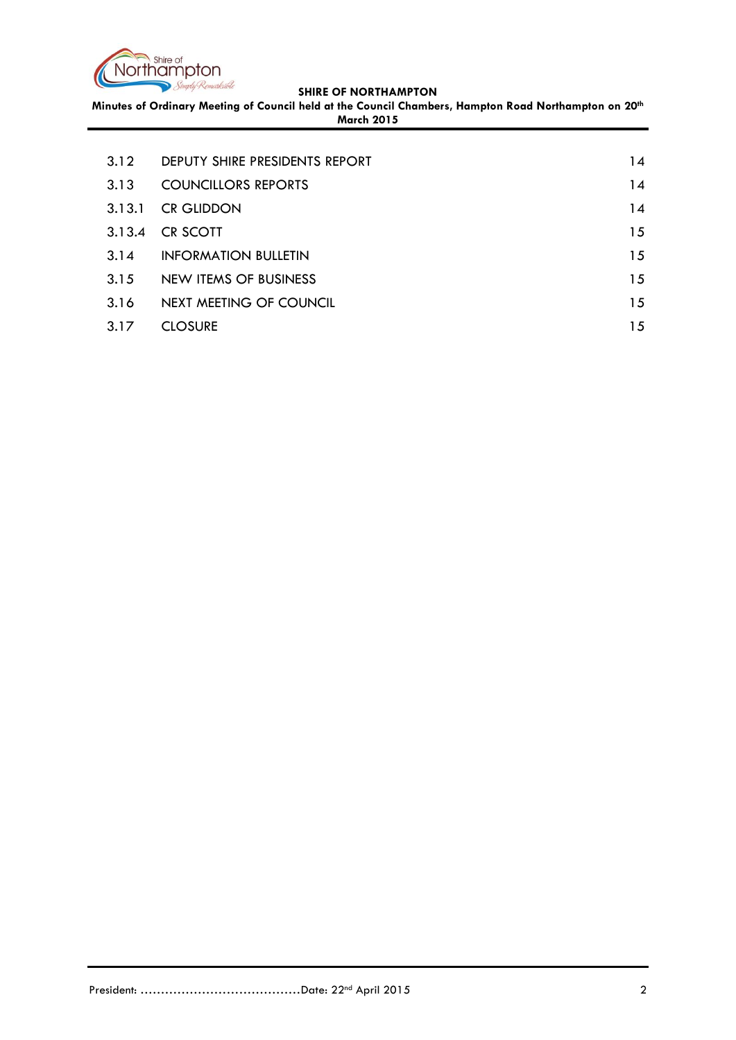| | | |
|---|---|---|
| 3.12 | DEPUTY SHIRE PRESIDENTS REPORT | 14 |
| 3.13 | COUNCILLORS REPORTS | 14 |
| 3.13.1 | CR GLIDDON | 14 |
| 3.13.4 | CR SCOTT | 15 |
| 3.14 | INFORMATION BULLETIN | 15 |
| 3.15 | NEW ITEMS OF BUSINESS | 15 |
| 3.16 | NEXT MEETING OF COUNCIL | 15 |
| 3.17 | CLOSURE | 15 |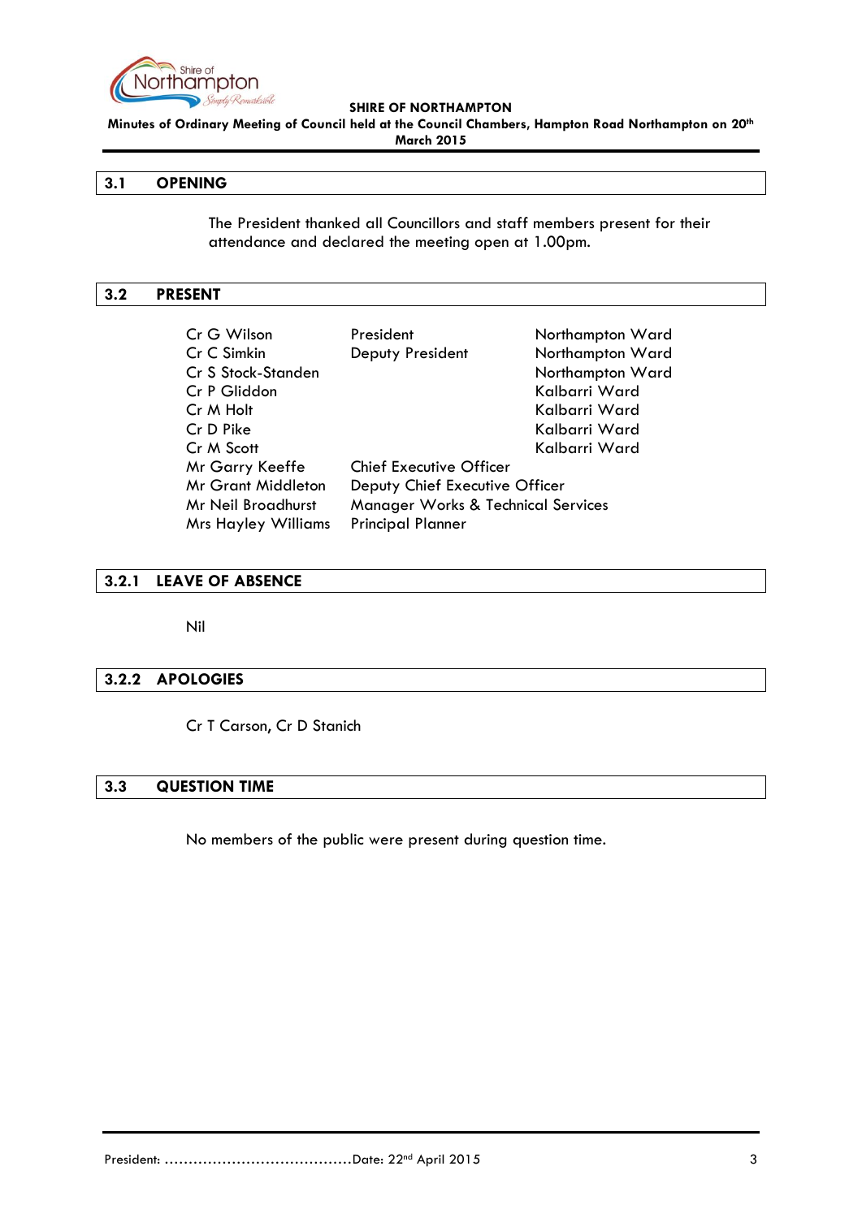## 3.1 OPENING

The President thanked all Councillors and staff members present for their attendance and declared the meeting open at 1.00pm.

## 3.2 PRESENT

| | | |
|---|---|---|
| Cr G Wilson | President | Northampton Ward |
| Cr C Simkin | Deputy President | Northampton Ward |
| Cr S Stock-Standen | | Northampton Ward |
| Cr P Gliddon | | Kalbarri Ward |
| Cr M Holt | | Kalbarri Ward |
| Cr D Pike | | Kalbarri Ward |
| Cr M Scott | | Kalbarri Ward |
| Mr Garry Keeffe | Chief Executive Officer | |
| Mr Grant Middleton | Deputy Chief Executive Officer | |
| Mr Neil Broadhurst | Manager Works & Technical Services | |
| Mrs Hayley Williams | Principal Planner | |

## 3.2.1 LEAVE OF ABSENCE

Nil

## 3.2.2 APOLOGIES

Cr T Carson, Cr D Stanich

## 3.3 QUESTION TIME

No members of the public were present during question time.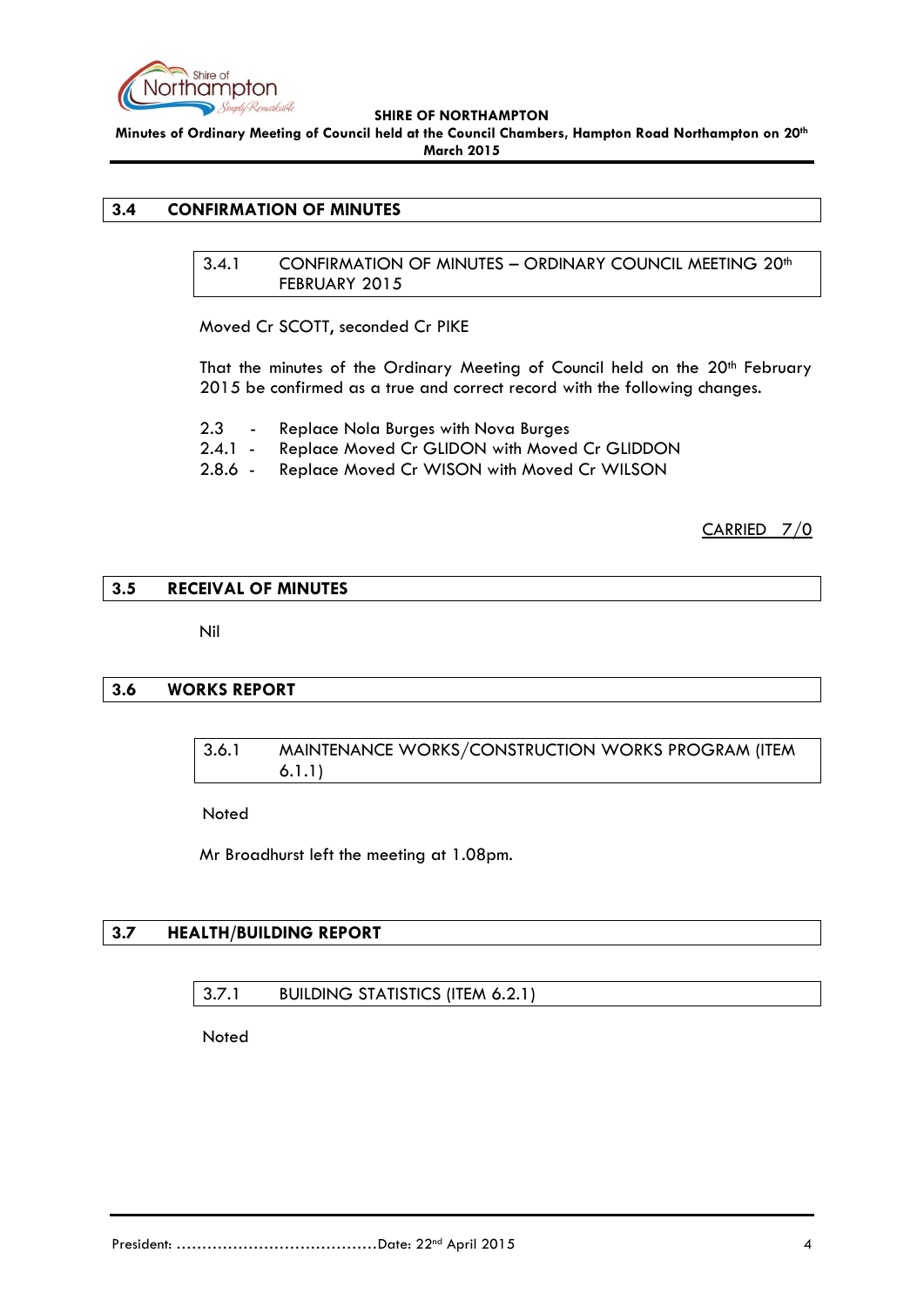## 3.4 CONFIRMATION OF MINUTES

### 3.4.1 CONFIRMATION OF MINUTES – ORDINARY COUNCIL MEETING 20th FEBRUARY 2015

Moved Cr SCOTT, seconded Cr PIKE

That the minutes of the Ordinary Meeting of Council held on the 20th February 2015 be confirmed as a true and correct record with the following changes.

2.3 - Replace Nola Burges with Nova Burges
2.4.1 - Replace Moved Cr GLIDON with Moved Cr GLIDDON
2.8.6 - Replace Moved Cr WISON with Moved Cr WILSON

CARRIED 7/0

## 3.5 RECEIVAL OF MINUTES

Nil

## 3.6 WORKS REPORT

### 3.6.1 MAINTENANCE WORKS/CONSTRUCTION WORKS PROGRAM (ITEM 6.1.1)

Noted

Mr Broadhurst left the meeting at 1.08pm.

## 3.7 HEALTH/BUILDING REPORT

### 3.7.1 BUILDING STATISTICS (ITEM 6.2.1)

Noted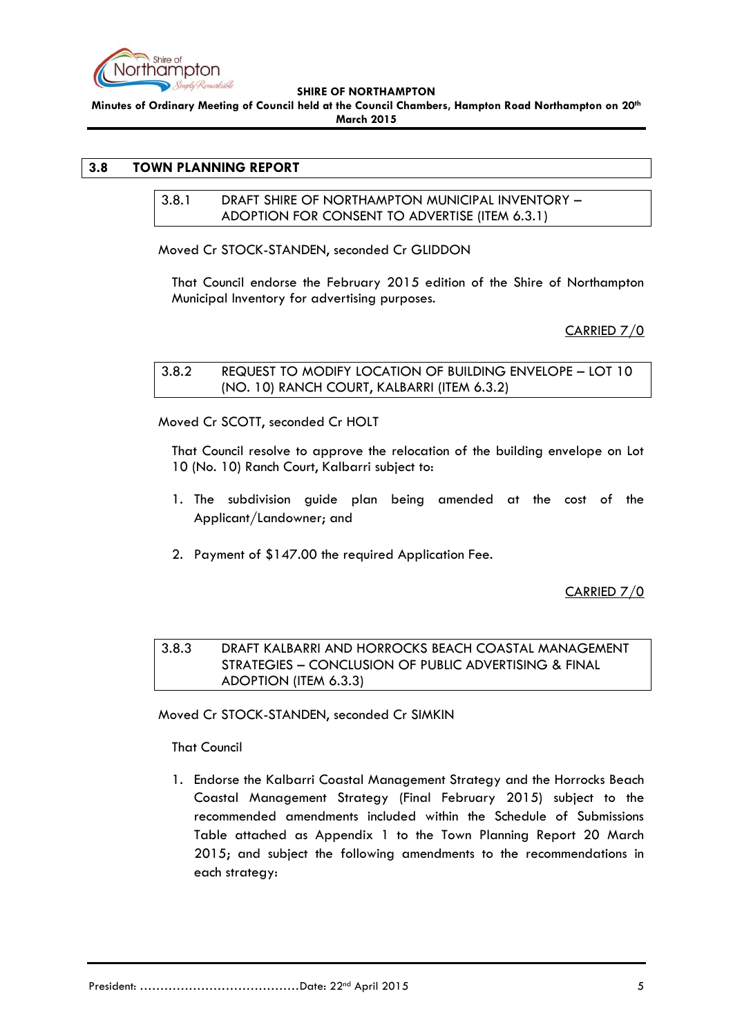## 3.8 TOWN PLANNING REPORT

### 3.8.1 DRAFT SHIRE OF NORTHAMPTON MUNICIPAL INVENTORY – ADOPTION FOR CONSENT TO ADVERTISE (ITEM 6.3.1)

Moved Cr STOCK-STANDEN, seconded Cr GLIDDON

That Council endorse the February 2015 edition of the Shire of Northampton Municipal Inventory for advertising purposes.

CARRIED 7/0

### 3.8.2 REQUEST TO MODIFY LOCATION OF BUILDING ENVELOPE – LOT 10 (NO. 10) RANCH COURT, KALBARRI (ITEM 6.3.2)

Moved Cr SCOTT, seconded Cr HOLT

That Council resolve to approve the relocation of the building envelope on Lot 10 (No. 10) Ranch Court, Kalbarri subject to:

1. The subdivision guide plan being amended at the cost of the Applicant/Landowner; and
2. Payment of $147.00 the required Application Fee.

CARRIED 7/0

### 3.8.3 DRAFT KALBARRI AND HORROCKS BEACH COASTAL MANAGEMENT STRATEGIES – CONCLUSION OF PUBLIC ADVERTISING & FINAL ADOPTION (ITEM 6.3.3)

Moved Cr STOCK-STANDEN, seconded Cr SIMKIN

That Council

1. Endorse the Kalbarri Coastal Management Strategy and the Horrocks Beach Coastal Management Strategy (Final February 2015) subject to the recommended amendments included within the Schedule of Submissions Table attached as Appendix 1 to the Town Planning Report 20 March 2015; and subject the following amendments to the recommendations in each strategy: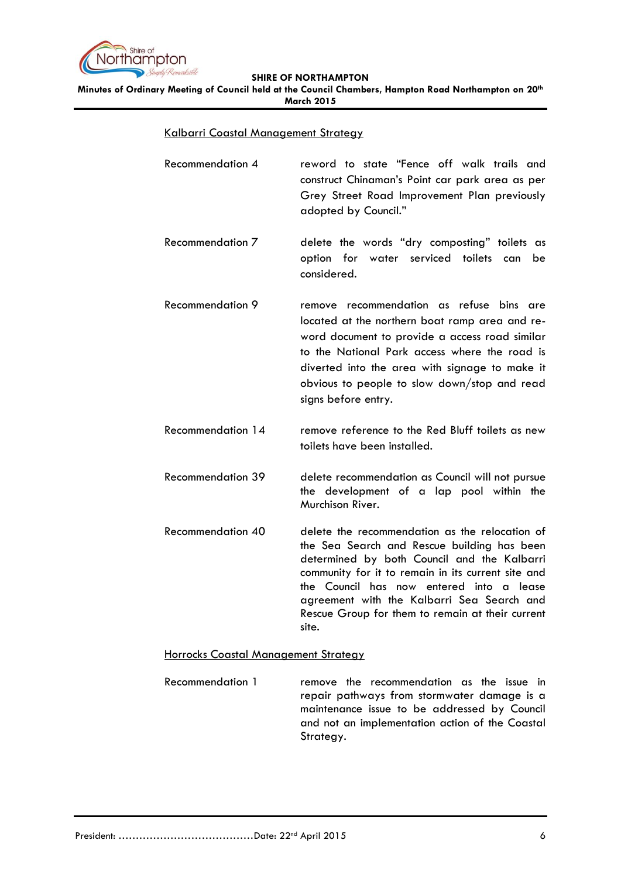Kalbarri Coastal Management Strategy

| | |
|---|---|
| Recommendation 4 | reword to state "Fence off walk trails and construct Chinaman's Point car park area as per Grey Street Road Improvement Plan previously adopted by Council." |
| Recommendation 7 | delete the words "dry composting" toilets as option for water serviced toilets can be considered. |
| Recommendation 9 | remove recommendation as refuse bins are located at the northern boat ramp area and re-word document to provide a access road similar to the National Park access where the road is diverted into the area with signage to make it obvious to people to slow down/stop and read signs before entry. |
| Recommendation 14 | remove reference to the Red Bluff toilets as new toilets have been installed. |
| Recommendation 39 | delete recommendation as Council will not pursue the development of a lap pool within the Murchison River. |
| Recommendation 40 | delete the recommendation as the relocation of the Sea Search and Rescue building has been determined by both Council and the Kalbarri community for it to remain in its current site and the Council has now entered into a lease agreement with the Kalbarri Sea Search and Rescue Group for them to remain at their current site. |

Horrocks Coastal Management Strategy

| | |
|---|---|
| Recommendation 1 | remove the recommendation as the issue in repair pathways from stormwater damage is a maintenance issue to be addressed by Council and not an implementation action of the Coastal Strategy. |

President: …………………………………Date: 22nd April 2015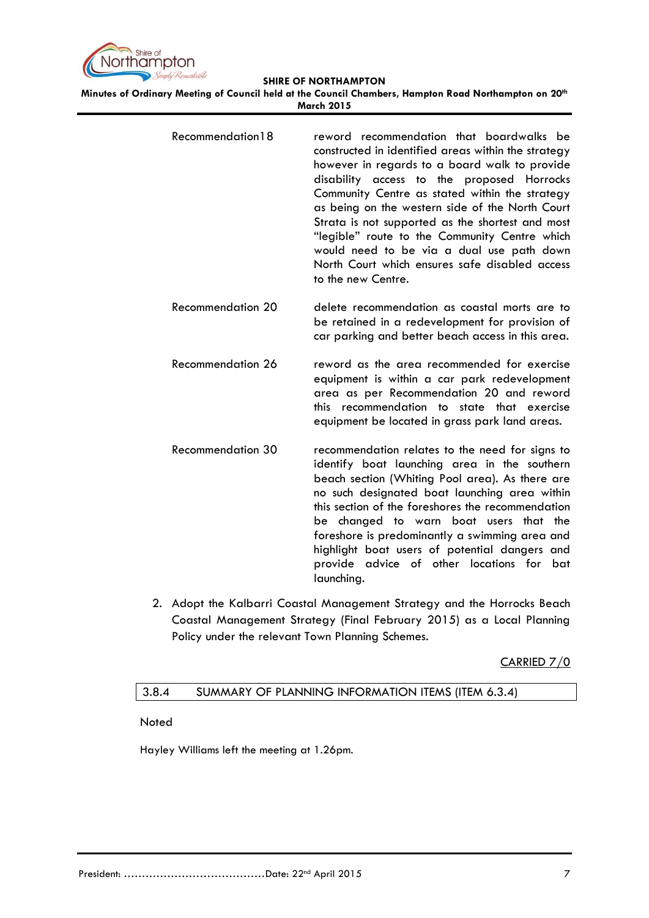| | |
|---|---|
| Recommendation18 | reword recommendation that boardwalks be constructed in identified areas within the strategy however in regards to a board walk to provide disability access to the proposed Horrocks Community Centre as stated within the strategy as being on the western side of the North Court Strata is not supported as the shortest and most "legible" route to the Community Centre which would need to be via a dual use path down North Court which ensures safe disabled access to the new Centre. |
| Recommendation 20 | delete recommendation as coastal morts are to be retained in a redevelopment for provision of car parking and better beach access in this area. |
| Recommendation 26 | reword as the area recommended for exercise equipment is within a car park redevelopment area as per Recommendation 20 and reword this recommendation to state that exercise equipment be located in grass park land areas. |
| Recommendation 30 | recommendation relates to the need for signs to identify boat launching area in the southern beach section (Whiting Pool area). As there are no such designated boat launching area within this section of the foreshores the recommendation be changed to warn boat users that the foreshore is predominantly a swimming area and highlight boat users of potential dangers and provide advice of other locations for bat launching. |

2. Adopt the Kalbarri Coastal Management Strategy and the Horrocks Beach Coastal Management Strategy (Final February 2015) as a Local Planning Policy under the relevant Town Planning Schemes.

CARRIED 7/0

## 3.8.4 SUMMARY OF PLANNING INFORMATION ITEMS (ITEM 6.3.4)

Noted

Hayley Williams left the meeting at 1.26pm.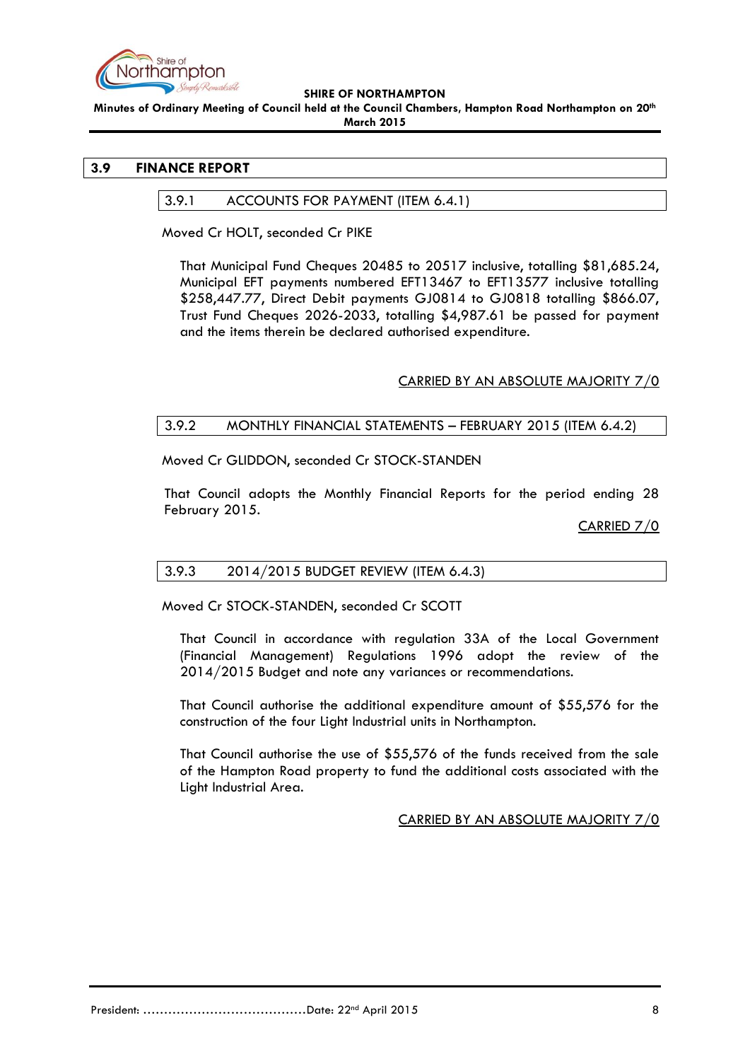## 3.9 FINANCE REPORT

### 3.9.1 ACCOUNTS FOR PAYMENT (ITEM 6.4.1)

Moved Cr HOLT, seconded Cr PIKE

That Municipal Fund Cheques 20485 to 20517 inclusive, totalling $81,685.24, Municipal EFT payments numbered EFT13467 to EFT13577 inclusive totalling $258,447.77, Direct Debit payments GJ0814 to GJ0818 totalling $866.07, Trust Fund Cheques 2026-2033, totalling $4,987.61 be passed for payment and the items therein be declared authorised expenditure.

CARRIED BY AN ABSOLUTE MAJORITY 7/0

### 3.9.2 MONTHLY FINANCIAL STATEMENTS – FEBRUARY 2015 (ITEM 6.4.2)

Moved Cr GLIDDON, seconded Cr STOCK-STANDEN

That Council adopts the Monthly Financial Reports for the period ending 28 February 2015.

CARRIED 7/0

### 3.9.3 2014/2015 BUDGET REVIEW (ITEM 6.4.3)

Moved Cr STOCK-STANDEN, seconded Cr SCOTT

That Council in accordance with regulation 33A of the Local Government (Financial Management) Regulations 1996 adopt the review of the 2014/2015 Budget and note any variances or recommendations.

That Council authorise the additional expenditure amount of $55,576 for the construction of the four Light Industrial units in Northampton.

That Council authorise the use of $55,576 of the funds received from the sale of the Hampton Road property to fund the additional costs associated with the Light Industrial Area.

CARRIED BY AN ABSOLUTE MAJORITY 7/0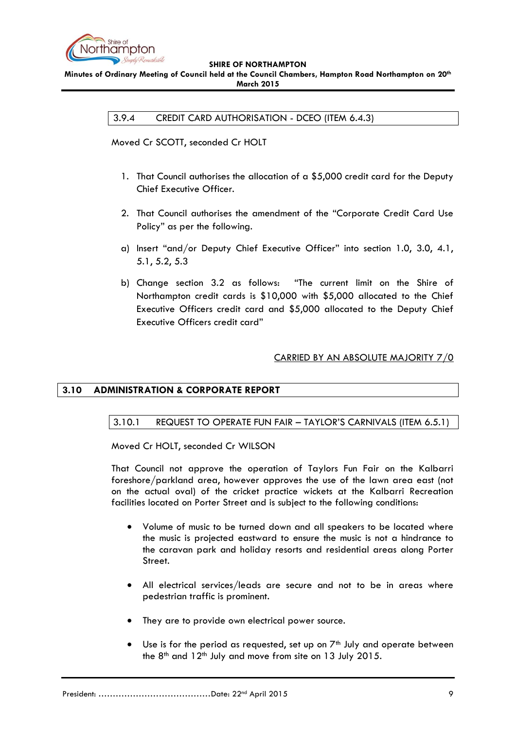### 3.9.4 CREDIT CARD AUTHORISATION - DCEO (ITEM 6.4.3)

Moved Cr SCOTT, seconded Cr HOLT

1. That Council authorises the allocation of a $5,000 credit card for the Deputy Chief Executive Officer.

2. That Council authorises the amendment of the "Corporate Credit Card Use Policy" as per the following.

a) Insert "and/or Deputy Chief Executive Officer" into section 1.0, 3.0, 4.1, 5.1, 5.2, 5.3

b) Change section 3.2 as follows: "The current limit on the Shire of Northampton credit cards is $10,000 with $5,000 allocated to the Chief Executive Officers credit card and $5,000 allocated to the Deputy Chief Executive Officers credit card"

CARRIED BY AN ABSOLUTE MAJORITY 7/0

## 3.10 ADMINISTRATION & CORPORATE REPORT

### 3.10.1 REQUEST TO OPERATE FUN FAIR – TAYLOR'S CARNIVALS (ITEM 6.5.1)

Moved Cr HOLT, seconded Cr WILSON

That Council not approve the operation of Taylors Fun Fair on the Kalbarri foreshore/parkland area, however approves the use of the lawn area east (not on the actual oval) of the cricket practice wickets at the Kalbarri Recreation facilities located on Porter Street and is subject to the following conditions:

- Volume of music to be turned down and all speakers to be located where the music is projected eastward to ensure the music is not a hindrance to the caravan park and holiday resorts and residential areas along Porter Street.

- All electrical services/leads are secure and not to be in areas where pedestrian traffic is prominent.

- They are to provide own electrical power source.

- Use is for the period as requested, set up on 7th July and operate between the 8th and 12th July and move from site on 13 July 2015.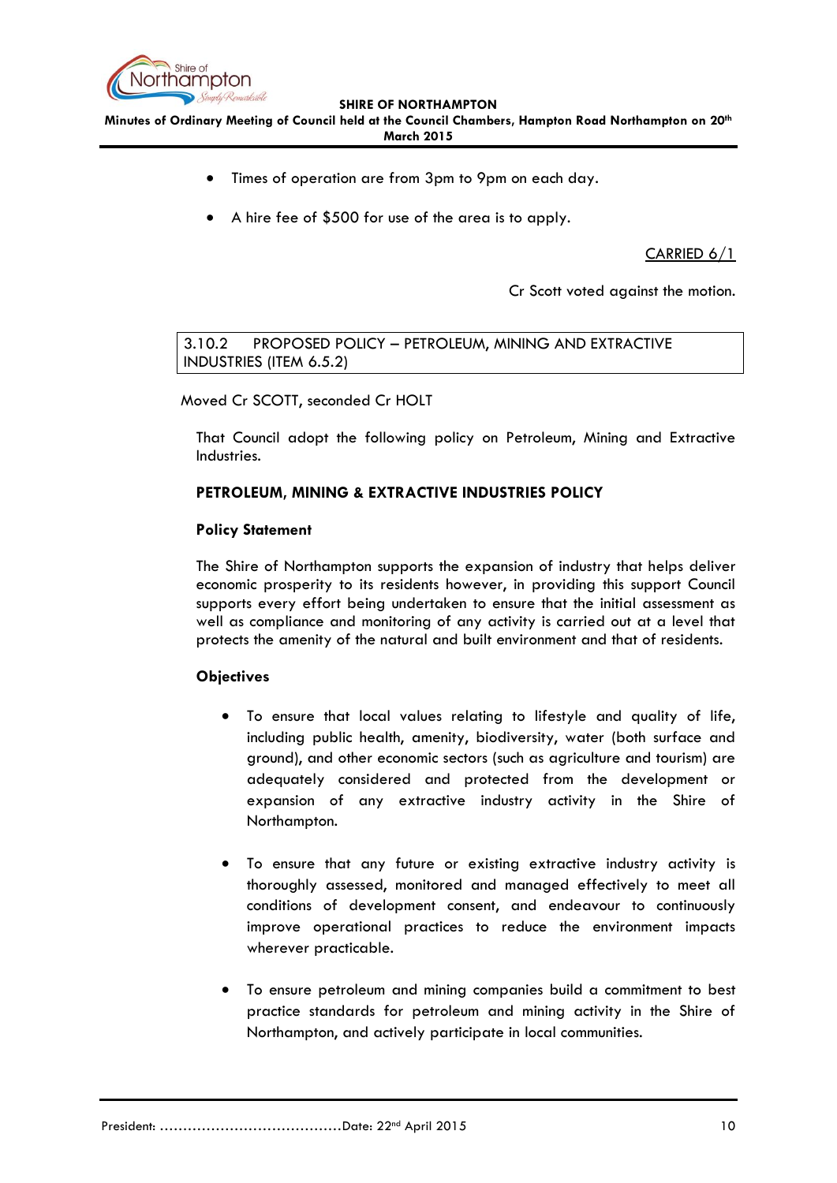- Times of operation are from 3pm to 9pm on each day.

- A hire fee of $500 for use of the area is to apply.

CARRIED 6/1

Cr Scott voted against the motion.

### 3.10.2 PROPOSED POLICY – PETROLEUM, MINING AND EXTRACTIVE INDUSTRIES (ITEM 6.5.2)

Moved Cr SCOTT, seconded Cr HOLT

That Council adopt the following policy on Petroleum, Mining and Extractive Industries.

**PETROLEUM, MINING & EXTRACTIVE INDUSTRIES POLICY**

**Policy Statement**

The Shire of Northampton supports the expansion of industry that helps deliver economic prosperity to its residents however, in providing this support Council supports every effort being undertaken to ensure that the initial assessment as well as compliance and monitoring of any activity is carried out at a level that protects the amenity of the natural and built environment and that of residents.

**Objectives**

- To ensure that local values relating to lifestyle and quality of life, including public health, amenity, biodiversity, water (both surface and ground), and other economic sectors (such as agriculture and tourism) are adequately considered and protected from the development or expansion of any extractive industry activity in the Shire of Northampton.

- To ensure that any future or existing extractive industry activity is thoroughly assessed, monitored and managed effectively to meet all conditions of development consent, and endeavour to continuously improve operational practices to reduce the environment impacts wherever practicable.

- To ensure petroleum and mining companies build a commitment to best practice standards for petroleum and mining activity in the Shire of Northampton, and actively participate in local communities.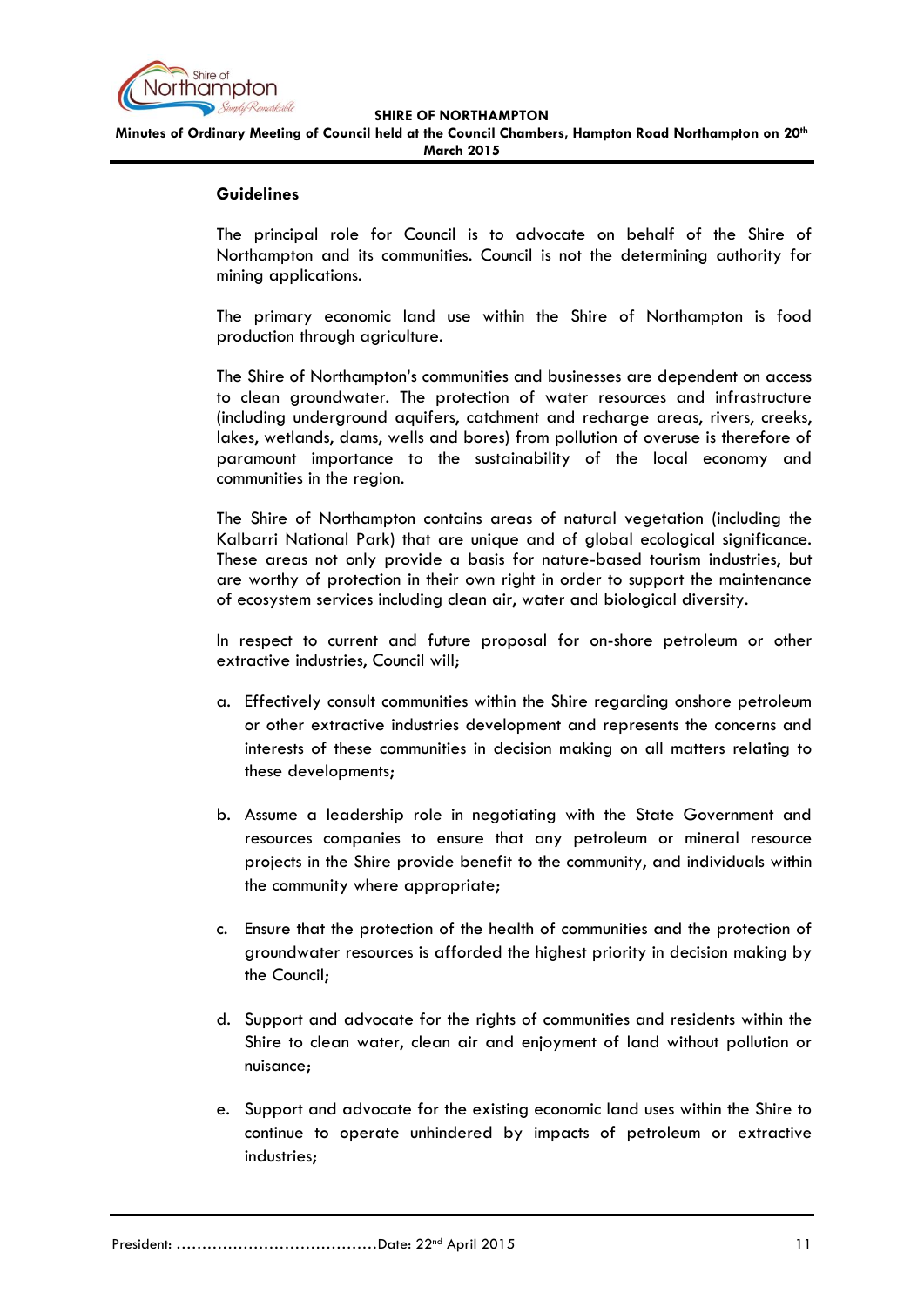**Guidelines**

The principal role for Council is to advocate on behalf of the Shire of Northampton and its communities. Council is not the determining authority for mining applications.

The primary economic land use within the Shire of Northampton is food production through agriculture.

The Shire of Northampton's communities and businesses are dependent on access to clean groundwater. The protection of water resources and infrastructure (including underground aquifers, catchment and recharge areas, rivers, creeks, lakes, wetlands, dams, wells and bores) from pollution of overuse is therefore of paramount importance to the sustainability of the local economy and communities in the region.

The Shire of Northampton contains areas of natural vegetation (including the Kalbarri National Park) that are unique and of global ecological significance. These areas not only provide a basis for nature-based tourism industries, but are worthy of protection in their own right in order to support the maintenance of ecosystem services including clean air, water and biological diversity.

In respect to current and future proposal for on-shore petroleum or other extractive industries, Council will;

a. Effectively consult communities within the Shire regarding onshore petroleum or other extractive industries development and represents the concerns and interests of these communities in decision making on all matters relating to these developments;

b. Assume a leadership role in negotiating with the State Government and resources companies to ensure that any petroleum or mineral resource projects in the Shire provide benefit to the community, and individuals within the community where appropriate;

c. Ensure that the protection of the health of communities and the protection of groundwater resources is afforded the highest priority in decision making by the Council;

d. Support and advocate for the rights of communities and residents within the Shire to clean water, clean air and enjoyment of land without pollution or nuisance;

e. Support and advocate for the existing economic land uses within the Shire to continue to operate unhindered by impacts of petroleum or extractive industries;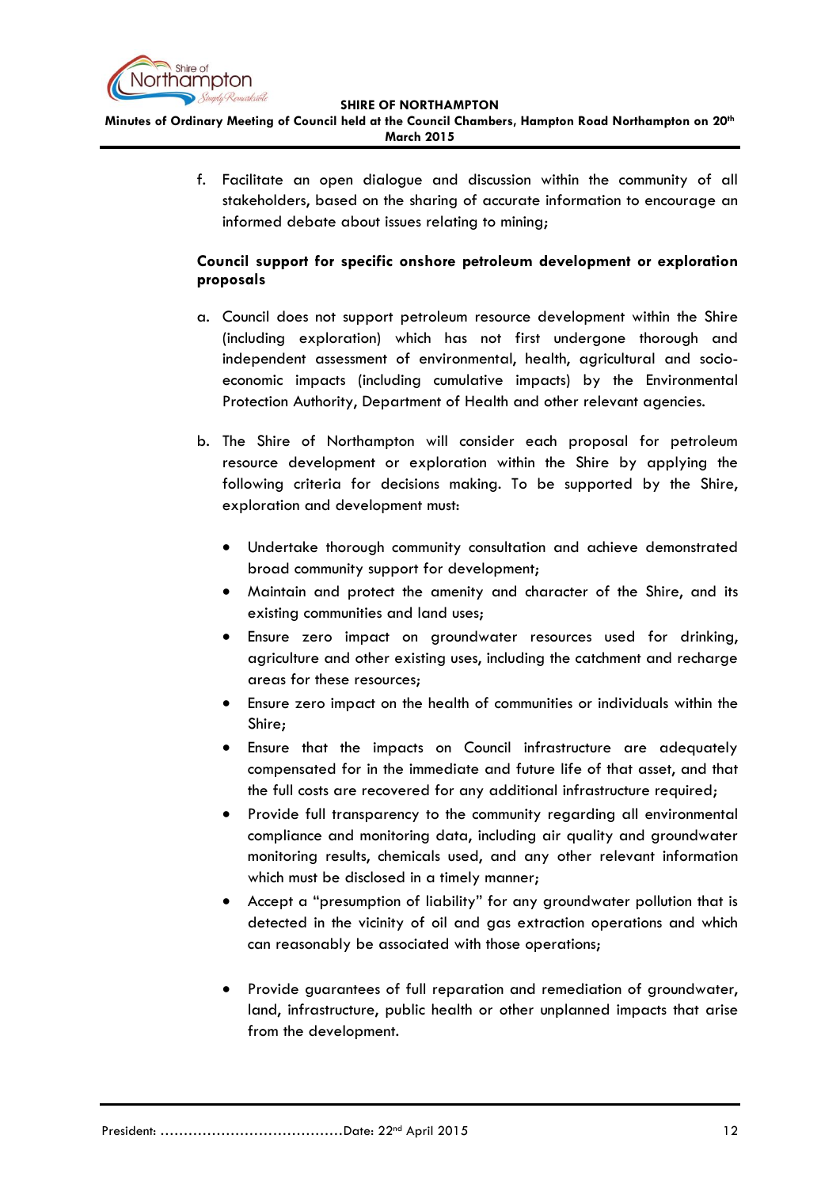f. Facilitate an open dialogue and discussion within the community of all stakeholders, based on the sharing of accurate information to encourage an informed debate about issues relating to mining;

**Council support for specific onshore petroleum development or exploration proposals**

a. Council does not support petroleum resource development within the Shire (including exploration) which has not first undergone thorough and independent assessment of environmental, health, agricultural and socio-economic impacts (including cumulative impacts) by the Environmental Protection Authority, Department of Health and other relevant agencies.

b. The Shire of Northampton will consider each proposal for petroleum resource development or exploration within the Shire by applying the following criteria for decisions making. To be supported by the Shire, exploration and development must:

   - Undertake thorough community consultation and achieve demonstrated broad community support for development;
   - Maintain and protect the amenity and character of the Shire, and its existing communities and land uses;
   - Ensure zero impact on groundwater resources used for drinking, agriculture and other existing uses, including the catchment and recharge areas for these resources;
   - Ensure zero impact on the health of communities or individuals within the Shire;
   - Ensure that the impacts on Council infrastructure are adequately compensated for in the immediate and future life of that asset, and that the full costs are recovered for any additional infrastructure required;
   - Provide full transparency to the community regarding all environmental compliance and monitoring data, including air quality and groundwater monitoring results, chemicals used, and any other relevant information which must be disclosed in a timely manner;
   - Accept a "presumption of liability" for any groundwater pollution that is detected in the vicinity of oil and gas extraction operations and which can reasonably be associated with those operations;
   - Provide guarantees of full reparation and remediation of groundwater, land, infrastructure, public health or other unplanned impacts that arise from the development.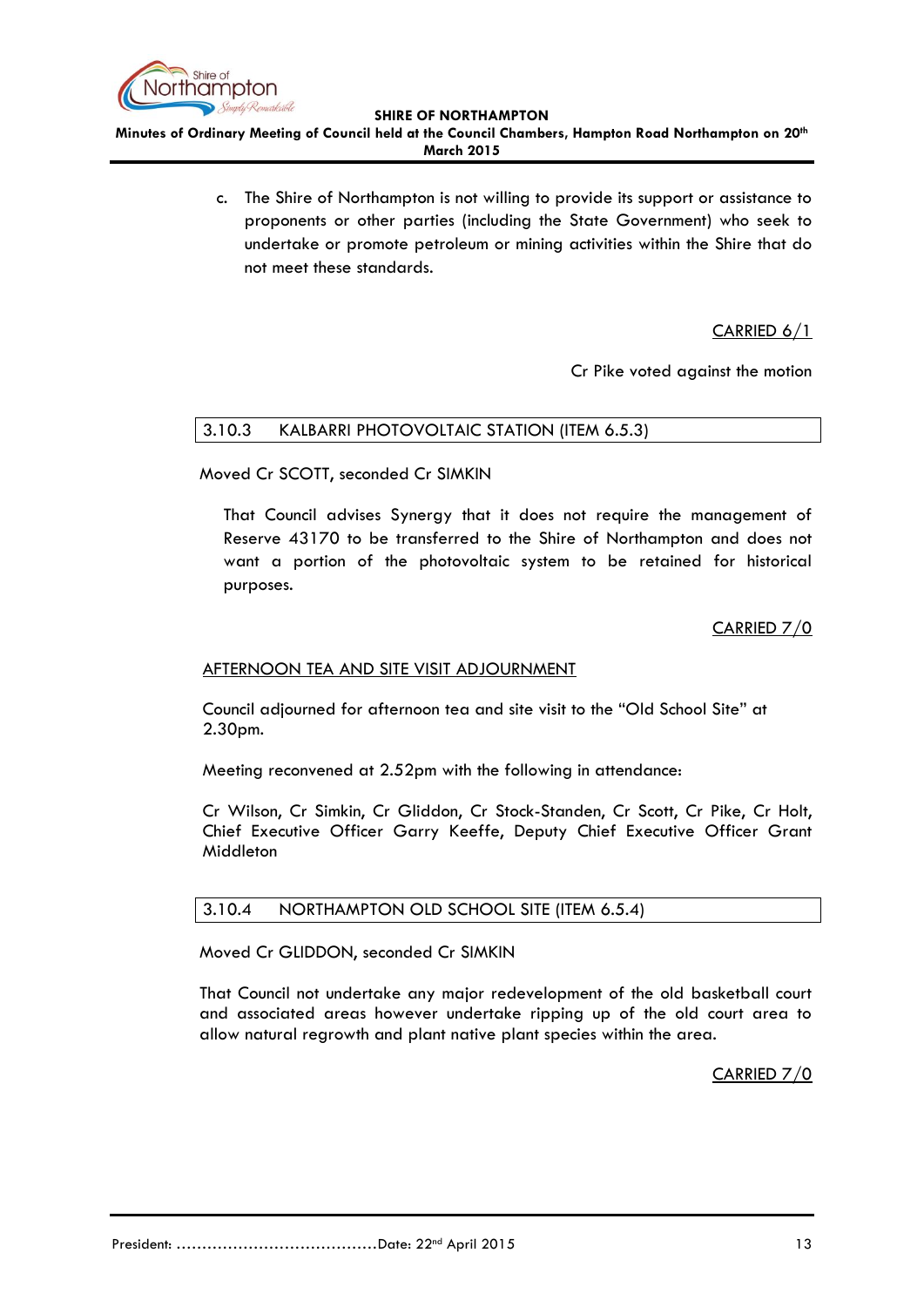c. The Shire of Northampton is not willing to provide its support or assistance to proponents or other parties (including the State Government) who seek to undertake or promote petroleum or mining activities within the Shire that do not meet these standards.

CARRIED 6/1

Cr Pike voted against the motion

### 3.10.3 KALBARRI PHOTOVOLTAIC STATION (ITEM 6.5.3)

Moved Cr SCOTT, seconded Cr SIMKIN

That Council advises Synergy that it does not require the management of Reserve 43170 to be transferred to the Shire of Northampton and does not want a portion of the photovoltaic system to be retained for historical purposes.

CARRIED 7/0

AFTERNOON TEA AND SITE VISIT ADJOURNMENT

Council adjourned for afternoon tea and site visit to the "Old School Site" at 2.30pm.

Meeting reconvened at 2.52pm with the following in attendance:

Cr Wilson, Cr Simkin, Cr Gliddon, Cr Stock-Standen, Cr Scott, Cr Pike, Cr Holt, Chief Executive Officer Garry Keeffe, Deputy Chief Executive Officer Grant Middleton

### 3.10.4 NORTHAMPTON OLD SCHOOL SITE (ITEM 6.5.4)

Moved Cr GLIDDON, seconded Cr SIMKIN

That Council not undertake any major redevelopment of the old basketball court and associated areas however undertake ripping up of the old court area to allow natural regrowth and plant native plant species within the area.

CARRIED 7/0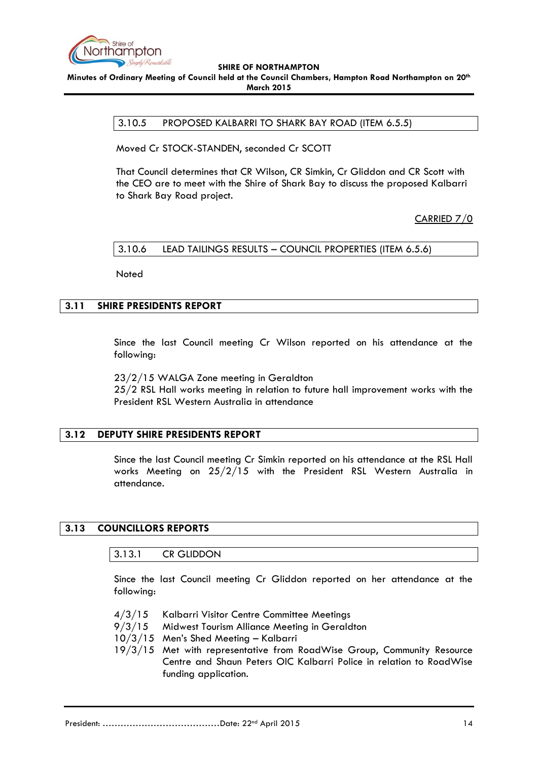### 3.10.5 PROPOSED KALBARRI TO SHARK BAY ROAD (ITEM 6.5.5)

Moved Cr STOCK-STANDEN, seconded Cr SCOTT

That Council determines that CR Wilson, CR Simkin, Cr Gliddon and CR Scott with the CEO are to meet with the Shire of Shark Bay to discuss the proposed Kalbarri to Shark Bay Road project.

CARRIED 7/0

### 3.10.6 LEAD TAILINGS RESULTS – COUNCIL PROPERTIES (ITEM 6.5.6)

Noted

## 3.11 SHIRE PRESIDENTS REPORT

Since the last Council meeting Cr Wilson reported on his attendance at the following:

23/2/15 WALGA Zone meeting in Geraldton
25/2 RSL Hall works meeting in relation to future hall improvement works with the President RSL Western Australia in attendance

## 3.12 DEPUTY SHIRE PRESIDENTS REPORT

Since the last Council meeting Cr Simkin reported on his attendance at the RSL Hall works Meeting on 25/2/15 with the President RSL Western Australia in attendance.

## 3.13 COUNCILLORS REPORTS

### 3.13.1 CR GLIDDON

Since the last Council meeting Cr Gliddon reported on her attendance at the following:

4/3/15 Kalbarri Visitor Centre Committee Meetings
9/3/15 Midwest Tourism Alliance Meeting in Geraldton
10/3/15 Men's Shed Meeting – Kalbarri
19/3/15 Met with representative from RoadWise Group, Community Resource Centre and Shaun Peters OIC Kalbarri Police in relation to RoadWise funding application.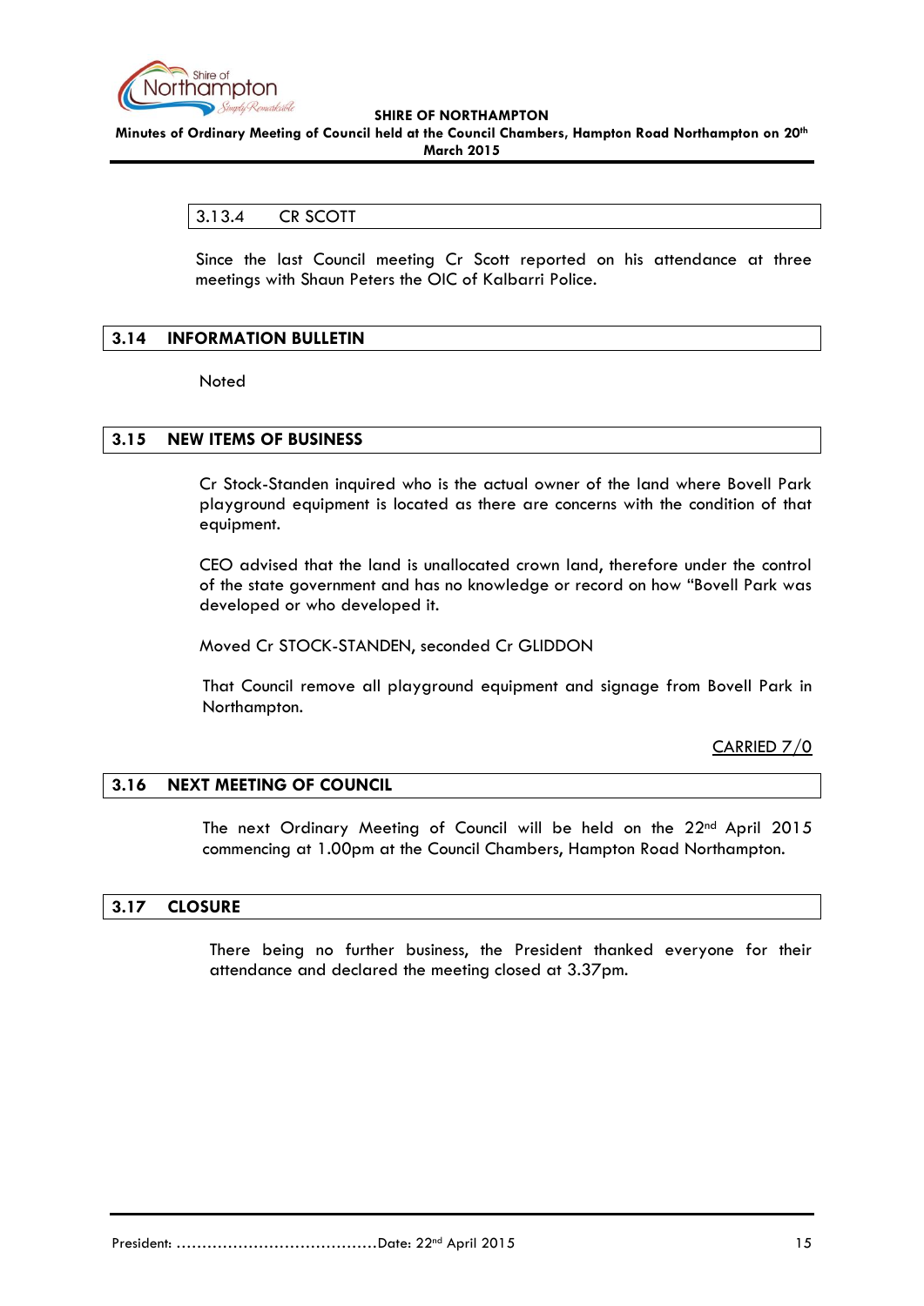### 3.13.4 CR SCOTT

Since the last Council meeting Cr Scott reported on his attendance at three meetings with Shaun Peters the OIC of Kalbarri Police.

## 3.14 INFORMATION BULLETIN

Noted

## 3.15 NEW ITEMS OF BUSINESS

Cr Stock-Standen inquired who is the actual owner of the land where Bovell Park playground equipment is located as there are concerns with the condition of that equipment.

CEO advised that the land is unallocated crown land, therefore under the control of the state government and has no knowledge or record on how "Bovell Park was developed or who developed it.

Moved Cr STOCK-STANDEN, seconded Cr GLIDDON

That Council remove all playground equipment and signage from Bovell Park in Northampton.

CARRIED 7/0

## 3.16 NEXT MEETING OF COUNCIL

The next Ordinary Meeting of Council will be held on the 22nd April 2015 commencing at 1.00pm at the Council Chambers, Hampton Road Northampton.

## 3.17 CLOSURE

There being no further business, the President thanked everyone for their attendance and declared the meeting closed at 3.37pm.

President: ……………………………………Date: 22nd April 2015